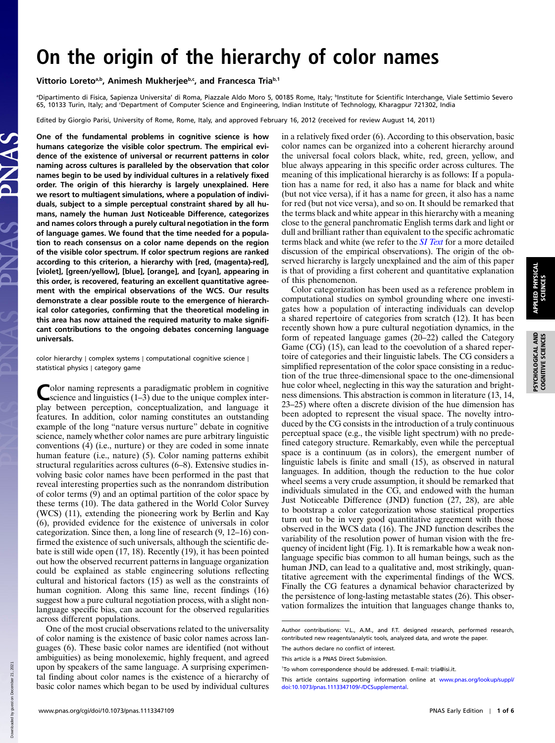# On the origin of the hierarchy of color names

**Vittorio Loreto[a,b], Animesh Mukherjee[b,c], and Francesca Tria[b,1]**

[a]Dipartimento di Fisica, Sapienza Universita' di Roma, Piazzale Aldo Moro 5, 00185 Rome, Italy; [b]Institute for Scientific Interchange, Viale Settimio Severo 65, 10133 Turin, Italy; and [c]Department of Computer Science and Engineering, Indian Institute of Technology, Kharagpur 721302, India

Edited by Giorgio Parisi, University of Rome, Rome, Italy, and approved February 16, 2012 (received for review August 14, 2011)

**One of the fundamental problems in cognitive science is how humans categorize the visible color spectrum. The empirical evidence of the existence of universal or recurrent patterns in color naming across cultures is paralleled by the observation that color names begin to be used by individual cultures in a relatively fixed order. The origin of this hierarchy is largely unexplained. Here we resort to multiagent simulations, where a population of individuals, subject to a simple perceptual constraint shared by all humans, namely the human Just Noticeable Difference, categorizes and names colors through a purely cultural negotiation in the form of language games. We found that the time needed for a population to reach consensus on a color name depends on the region of the visible color spectrum. If color spectrum regions are ranked according to this criterion, a hierarchy with [red, (magenta)-red], [violet], [green/yellow], [blue], [orange], and [cyan], appearing in this order, is recovered, featuring an excellent quantitative agreement with the empirical observations of the WCS. Our results demonstrate a clear possible route to the emergence of hierarchical color categories, confirming that the theoretical modeling in this area has now attained the required maturity to make significant contributions to the ongoing debates concerning language universals.**

color hierarchy | complex systems | computational cognitive science | statistical physics | category game

Color naming represents a paradigmatic problem in cognitive science and linguistics (1–3) due to the unique complex interplay between perception, conceptualization, and language it features. In addition, color naming constitutes an outstanding example of the long "nature versus nurture" debate in cognitive science, namely whether color names are pure arbitrary linguistic conventions (4) (i.e., nurture) or they are coded in some innate human feature (i.e., nature) (5). Color naming patterns exhibit structural regularities across cultures (6–8). Extensive studies involving basic color names have been performed in the past that reveal interesting properties such as the nonrandom distribution of color terms (9) and an optimal partition of the color space by these terms (10). The data gathered in the World Color Survey (WCS) (11), extending the pioneering work by Berlin and Kay (6), provided evidence for the existence of universals in color categorization. Since then, a long line of research (9, 12–16) confirmed the existence of such universals, although the scientific debate is still wide open (17, 18). Recently (19), it has been pointed out how the observed recurrent patterns in language organization could be explained as stable engineering solutions reflecting cultural and historical factors (15) as well as the constraints of human cognition. Along this same line, recent findings (16) suggest how a pure cultural negotiation process, with a slight nonlanguage specific bias, can account for the observed regularities across different populations.

One of the most crucial observations related to the universality of color naming is the existence of basic color names across languages (6). These basic color names are identified (not without ambiguities) as being monolexemic, highly frequent, and agreed upon by speakers of the same language. A surprising experimental finding about color names is the existence of a hierarchy of basic color names which began to be used by individual cultures in a relatively fixed order (6). According to this observation, basic color names can be organized into a coherent hierarchy around the universal focal colors black, white, red, green, yellow, and blue always appearing in this specific order across cultures. The meaning of this implicational hierarchy is as follows: If a population has a name for red, it also has a name for black and white (but not vice versa), if it has a name for green, it also has a name for red (but not vice versa), and so on. It should be remarked that the terms black and white appear in this hierarchy with a meaning close to the general panchromatic English terms dark and light or dull and brilliant rather than equivalent to the specific achromatic terms black and white (we refer to the *SI Text* for a more detailed discussion of the empirical observations). The origin of the observed hierarchy is largely unexplained and the aim of this paper is that of providing a first coherent and quantitative explanation of this phenomenon.

Color categorization has been used as a reference problem in computational studies on symbol grounding where one investigates how a population of interacting individuals can develop a shared repertoire of categories from scratch (12). It has been recently shown how a pure cultural negotiation dynamics, in the form of repeated language games (20–22) called the Category Game (CG) (15), can lead to the coevolution of a shared repertoire of categories and their linguistic labels. The CG considers a simplified representation of the color space consisting in a reduction of the true three-dimensional space to the one-dimensional hue color wheel, neglecting in this way the saturation and brightness dimensions. This abstraction is common in literature (13, 14, 23–25) where often a discrete division of the hue dimension has been adopted to represent the visual space. The novelty introduced by the CG consists in the introduction of a truly continuous perceptual space (e.g., the visible light spectrum) with no predefined category structure. Remarkably, even while the perceptual space is a continuum (as in colors), the emergent number of linguistic labels is finite and small (15), as observed in natural languages. In addition, though the reduction to the hue color wheel seems a very crude assumption, it should be remarked that individuals simulated in the CG, and endowed with the human Just Noticeable Difference (JND) function (27, 28), are able to bootstrap a color categorization whose statistical properties turn out to be in very good quantitative agreement with those observed in the WCS data (16). The JND function describes the variability of the resolution power of human vision with the frequency of incident light (Fig. 1). It is remarkable how a weak nonlanguage specific bias common to all human beings, such as the human JND, can lead to a qualitative and, most strikingly, quantitative agreement with the experimental findings of the WCS. Finally the CG features a dynamical behavior characterized by the persistence of long-lasting metastable states (26). This observation formalizes the intuition that languages change thanks to,

Author contributions: V.L., A.M., and F.T. designed research, performed research, contributed new reagents/analytic tools, analyzed data, and wrote the paper.

The authors declare no conflict of interest.

This article is a PNAS Direct Submission.

[1]To whom correspondence should be addressed. E-mail: tria@isi.it.

This article contains supporting information online at www.pnas.org/lookup/suppl/doi:10.1073/pnas.1113347109/-/DCSupplemental.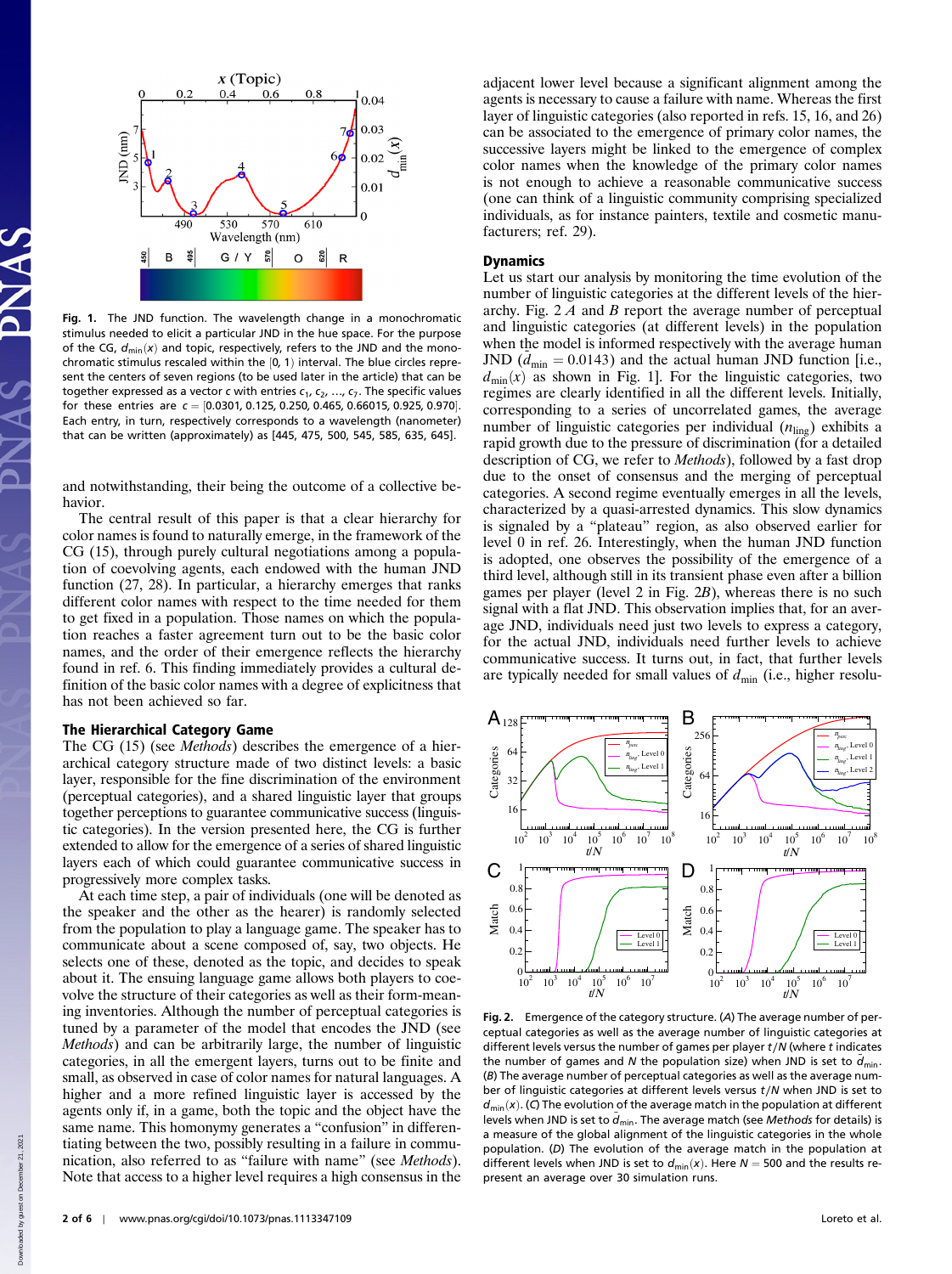**Fig. 1.** The JND function. The wavelength change in a monochromatic stimulus needed to elicit a particular JND in the hue space. For the purpose of the CG, $d_{\min}(x)$ and topic, respectively, refers to the JND and the monochromatic stimulus rescaled within the [0, 1) interval. The blue circles represent the centers of seven regions (to be used later in the article) that can be together expressed as a vector $c$ with entries $c_1, c_2, \ldots, c_7$. The specific values for these entries are $c = [0.0301, 0.125, 0.250, 0.465, 0.66015, 0.925, 0.970]$. Each entry, in turn, respectively corresponds to a wavelength (nanometer) that can be written (approximately) as [445, 475, 500, 545, 585, 635, 645].

and notwithstanding, their being the outcome of a collective behavior.

The central result of this paper is that a clear hierarchy for color names is found to naturally emerge, in the framework of the CG (15), through purely cultural negotiations among a population of coevolving agents, each endowed with the human JND function (27, 28). In particular, a hierarchy emerges that ranks different color names with respect to the time needed for them to get fixed in a population. Those names on which the population reaches a faster agreement turn out to be the basic color names, and the order of their emergence reflects the hierarchy found in ref. 6. This finding immediately provides a cultural definition of the basic color names with a degree of explicitness that has not been achieved so far.

## The Hierarchical Category Game

The CG (15) (see *Methods*) describes the emergence of a hierarchical category structure made of two distinct levels: a basic layer, responsible for the fine discrimination of the environment (perceptual categories), and a shared linguistic layer that groups together perceptions to guarantee communicative success (linguistic categories). In the version presented here, the CG is further extended to allow for the emergence of a series of shared linguistic layers each of which could guarantee communicative success in progressively more complex tasks.

At each time step, a pair of individuals (one will be denoted as the speaker and the other as the hearer) is randomly selected from the population to play a language game. The speaker has to communicate about a scene composed of, say, two objects. He selects one of these, denoted as the topic, and decides to speak about it. The ensuing language game allows both players to coevolve the structure of their categories as well as their form-meaning inventories. Although the number of perceptual categories is tuned by a parameter of the model that encodes the JND (see *Methods*) and can be arbitrarily large, the number of linguistic categories, in all the emergent layers, turns out to be finite and small, as observed in case of color names for natural languages. A higher and a more refined linguistic layer is accessed by the agents only if, in a game, both the topic and the object have the same name. This homonymy generates a "confusion" in differentiating between the two, possibly resulting in a failure in communication, also referred to as "failure with name" (see *Methods*). Note that access to a higher level requires a high consensus in the adjacent lower level because a significant alignment among the agents is necessary to cause a failure with name. Whereas the first layer of linguistic categories (also reported in refs. 15, 16, and 26) can be associated to the emergence of primary color names, the successive layers might be linked to the emergence of complex color names when the knowledge of the primary color names is not enough to achieve a reasonable communicative success (one can think of a linguistic community comprising specialized individuals, as for instance painters, textile and cosmetic manufacturers; ref. 29).

## Dynamics

Let us start our analysis by monitoring the time evolution of the number of linguistic categories at the different levels of the hierarchy. Fig. 2 *A* and *B* report the average number of perceptual and linguistic categories (at different levels) in the population when the model is informed respectively with the average human JND ($\bar{d}_{\min} = 0.0143$) and the actual human JND function [i.e., $d_{\min}(x)$ as shown in Fig. 1]. For the linguistic categories, two regimes are clearly identified in all the different levels. Initially, corresponding to a series of uncorrelated games, the average number of linguistic categories per individual ($n_{\text{ling}}$) exhibits a rapid growth due to the pressure of discrimination (for a detailed description of CG, we refer to *Methods*), followed by a fast drop due to the onset of consensus and the merging of perceptual categories. A second regime eventually emerges in all the levels, characterized by a quasi-arrested dynamics. This slow dynamics is signaled by a "plateau" region, as also observed earlier for level 0 in ref. 26. Interestingly, when the human JND function is adopted, one observes the possibility of the emergence of a third level, although still in its transient phase even after a billion games per player (level 2 in Fig. 2*B*), whereas there is no such signal with a flat JND. This observation implies that, for an average JND, individuals need just two levels to express a category, for the actual JND, individuals need further levels to achieve communicative success. It turns out, in fact, that further levels are typically needed for small values of $d_{\min}$ (i.e., higher resolu-

**Fig. 2.** Emergence of the category structure. (*A*) The average number of perceptual categories as well as the average number of linguistic categories at different levels versus the number of games per player $t/N$ (where $t$ indicates the number of games and $N$ the population size) when JND is set to $\bar{d}_{\min}$. (*B*) The average number of perceptual categories as well as the average number of linguistic categories at different levels versus $t/N$ when JND is set to $d_{\min}(x)$. (*C*) The evolution of the average match in the population at different levels when JND is set to $\bar{d}_{\min}$. The average match (see *Methods* for details) is a measure of the global alignment of the linguistic categories in the whole population. (*D*) The evolution of the average match in the population at different levels when JND is set to $d_{\min}(x)$. Here $N = 500$ and the results represent an average over 30 simulation runs.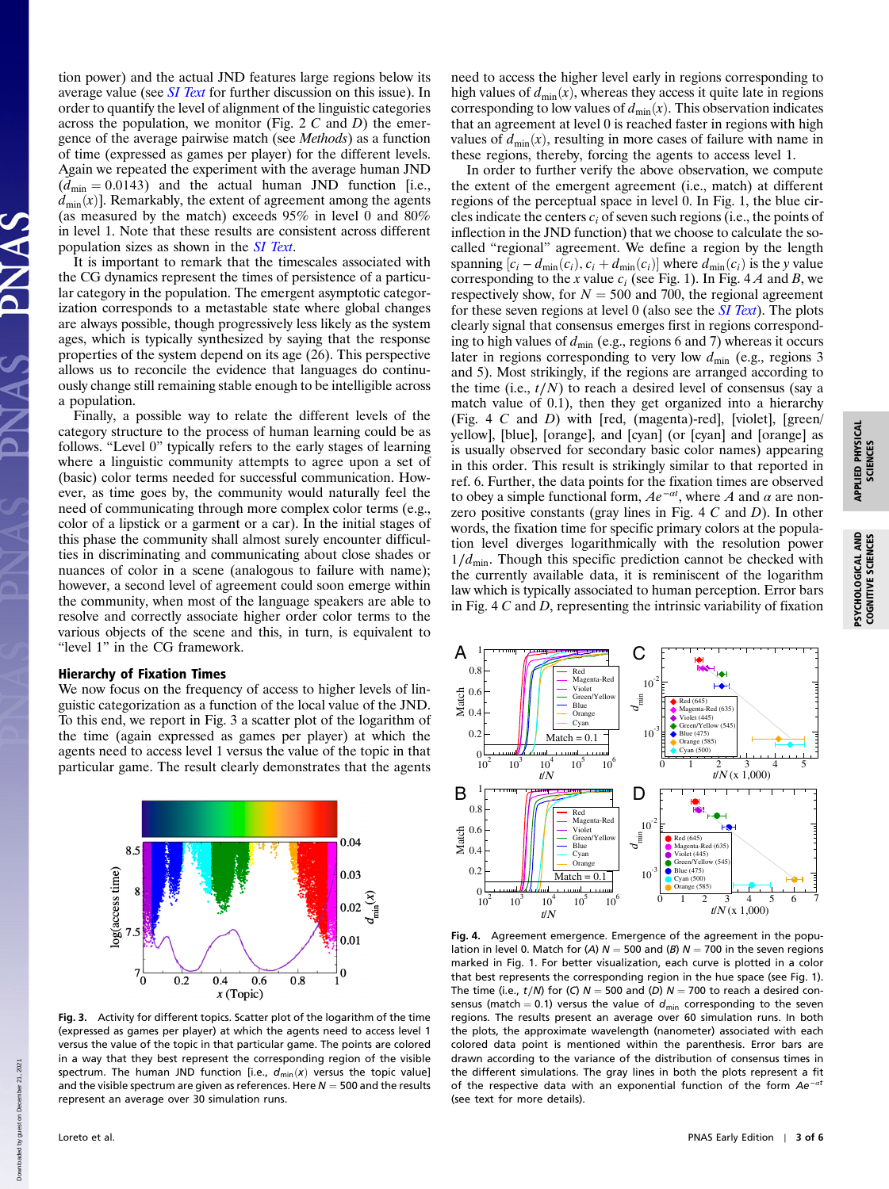tion power) and the actual JND features large regions below its average value (see *SI Text* for further discussion on this issue). In order to quantify the level of alignment of the linguistic categories across the population, we monitor (Fig. 2 *C* and *D*) the emergence of the average pairwise match (see *Methods*) as a function of time (expressed as games per player) for the different levels. Again we repeated the experiment with the average human JND ($d_{min} = 0.0143$) and the actual human JND function [i.e., $d_{min}(x)$]. Remarkably, the extent of agreement among the agents (as measured by the match) exceeds 95% in level 0 and 80% in level 1. Note that these results are consistent across different population sizes as shown in the *SI Text*.

It is important to remark that the timescales associated with the CG dynamics represent the times of persistence of a particular category in the population. The emergent asymptotic categorization corresponds to a metastable state where global changes are always possible, though progressively less likely as the system ages, which is typically synthesized by saying that the response properties of the system depend on its age (26). This perspective allows us to reconcile the evidence that languages do continuously change still remaining stable enough to be intelligible across a population.

Finally, a possible way to relate the different levels of the category structure to the process of human learning could be as follows. "Level 0" typically refers to the early stages of learning where a linguistic community attempts to agree upon a set of (basic) color terms needed for successful communication. However, as time goes by, the community would naturally feel the need of communicating through more complex color terms (e.g., color of a lipstick or a garment or a car). In the initial stages of this phase the community shall almost surely encounter difficulties in discriminating and communicating about close shades or nuances of color in a scene (analogous to failure with name); however, a second level of agreement could soon emerge within the community, when most of the language speakers are able to resolve and correctly associate higher order color terms to the various objects of the scene and this, in turn, is equivalent to "level 1" in the CG framework.

## Hierarchy of Fixation Times

We now focus on the frequency of access to higher levels of linguistic categorization as a function of the local value of the JND. To this end, we report in Fig. 3 a scatter plot of the logarithm of the time (again expressed as games per player) at which the agents need to access level 1 versus the value of the topic in that particular game. The result clearly demonstrates that the agents need to access the higher level early in regions corresponding to high values of $d_{min}(x)$, whereas they access it quite late in regions corresponding to low values of $d_{min}(x)$. This observation indicates that an agreement at level 0 is reached faster in regions with high values of $d_{min}(x)$, resulting in more cases of failure with name in these regions, thereby, forcing the agents to access level 1.

In order to further verify the above observation, we compute the extent of the emergent agreement (i.e., match) at different regions of the perceptual space in level 0. In Fig. 1, the blue circles indicate the centers $c_i$ of seven such regions (i.e., the points of inflection in the JND function) that we choose to calculate the so-called "regional" agreement. We define a region by the length spanning $[c_i - d_{min}(c_i), c_i + d_{min}(c_i)]$ where $d_{min}(c_i)$ is the $y$ value corresponding to the $x$ value $c_i$ (see Fig. 1). In Fig. 4 *A* and *B*, we respectively show, for $N = 500$ and 700, the regional agreement for these seven regions at level 0 (also see the *SI Text*). The plots clearly signal that consensus emerges first in regions corresponding to high values of $d_{min}$ (e.g., regions 6 and 7) whereas it occurs later in regions corresponding to very low $d_{min}$ (e.g., regions 3 and 5). Most strikingly, if the regions are arranged according to the time (i.e., $t/N$) to reach a desired level of consensus (say a match value of 0.1), then they get organized into a hierarchy (Fig. 4 *C* and *D*) with [red, (magenta)-red], [violet], [green/yellow], [blue], [orange], and [cyan] (or [cyan] and [orange] as is usually observed for secondary basic color names) appearing in this order. This result is strikingly similar to that reported in ref. 6. Further, the data points for the fixation times are observed to obey a simple functional form, $Ae^{-\alpha t}$, where $A$ and $\alpha$ are nonzero positive constants (gray lines in Fig. 4 *C* and *D*). In other words, the fixation time for specific primary colors at the population level diverges logarithmically with the resolution power $1/d_{min}$. Though this specific prediction cannot be checked with the currently available data, it is reminiscent of the logarithm law which is typically associated to human perception. Error bars in Fig. 4 *C* and *D*, representing the intrinsic variability of fixation

**Fig. 3.** Activity for different topics. Scatter plot of the logarithm of the time (expressed as games per player) at which the agents need to access level 1 versus the value of the topic in that particular game. The points are colored in a way that they best represent the corresponding region of the visible spectrum. The human JND function [i.e., $d_{min}(x)$ versus the topic value] and the visible spectrum are given as references. Here $N = 500$ and the results represent an average over 30 simulation runs.

**Fig. 4.** Agreement emergence. Emergence of the agreement in the population in level 0. Match for (*A*) $N = 500$ and (*B*) $N = 700$ in the seven regions marked in Fig. 1. For better visualization, each curve is plotted in a color that best represents the corresponding region in the hue space (see Fig. 1). The time (i.e., $t/N$) for (*C*) $N = 500$ and (*D*) $N = 700$ to reach a desired consensus (match = 0.1) versus the value of $d_{min}$ corresponding to the seven regions. The results present an average over 60 simulation runs. In both the plots, the approximate wavelength (nanometer) associated with each colored data point is mentioned within the parenthesis. Error bars are drawn according to the variance of the distribution of consensus times in the different simulations. The gray lines in both the plots represent a fit of the respective data with an exponential function of the form $Ae^{-\alpha t}$ (see text for more details).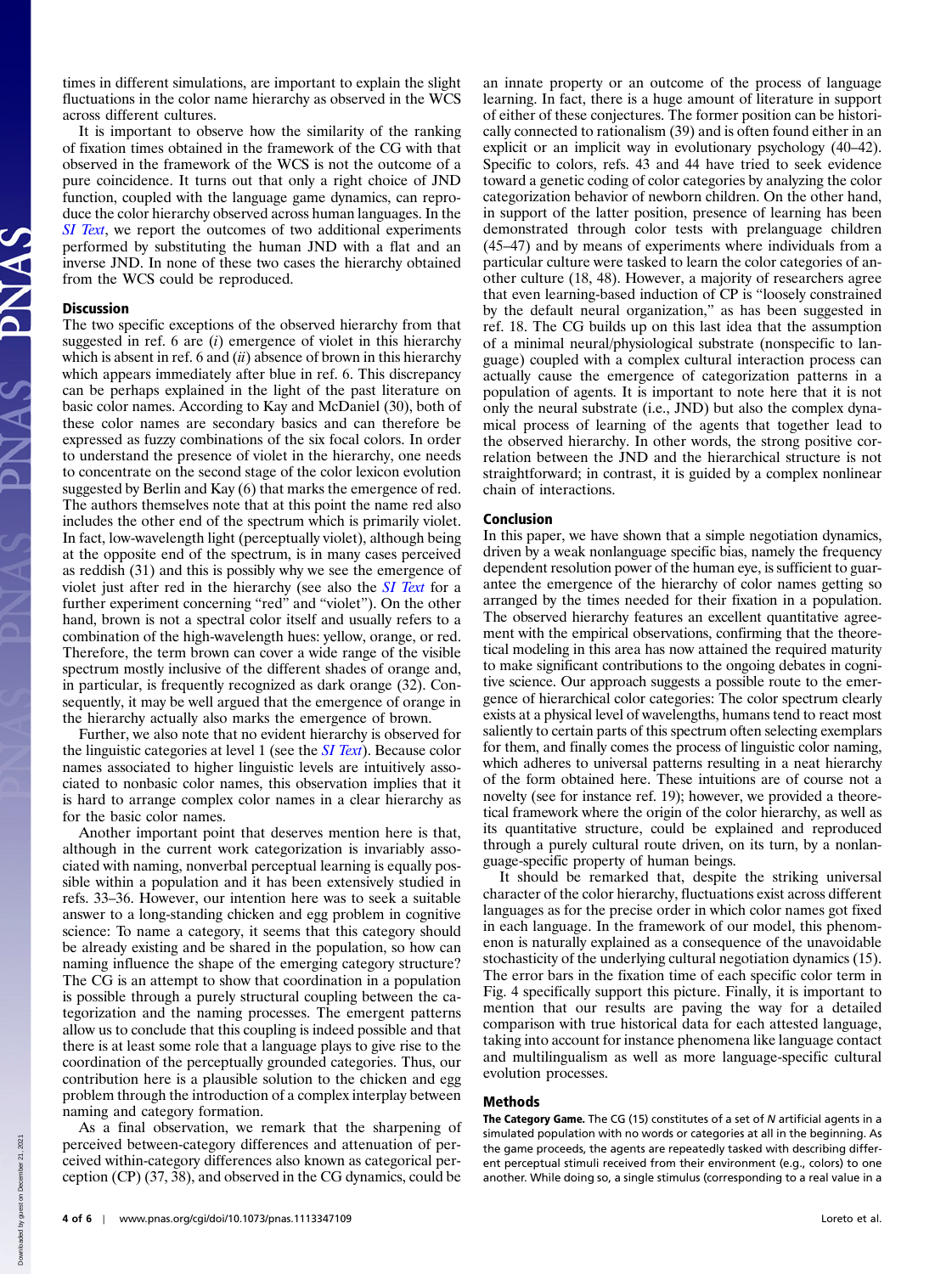times in different simulations, are important to explain the slight fluctuations in the color name hierarchy as observed in the WCS across different cultures.

It is important to observe how the similarity of the ranking of fixation times obtained in the framework of the CG with that observed in the framework of the WCS is not the outcome of a pure coincidence. It turns out that only a right choice of JND function, coupled with the language game dynamics, can reproduce the color hierarchy observed across human languages. In the *SI Text*, we report the outcomes of two additional experiments performed by substituting the human JND with a flat and an inverse JND. In none of these two cases the hierarchy obtained from the WCS could be reproduced.

## Discussion

The two specific exceptions of the observed hierarchy from that suggested in ref. 6 are (*i*) emergence of violet in this hierarchy which is absent in ref. 6 and (*ii*) absence of brown in this hierarchy which appears immediately after blue in ref. 6. This discrepancy can be perhaps explained in the light of the past literature on basic color names. According to Kay and McDaniel (30), both of these color names are secondary basics and can therefore be expressed as fuzzy combinations of the six focal colors. In order to understand the presence of violet in the hierarchy, one needs to concentrate on the second stage of the color lexicon evolution suggested by Berlin and Kay (6) that marks the emergence of red. The authors themselves note that at this point the name red also includes the other end of the spectrum which is primarily violet. In fact, low-wavelength light (perceptually violet), although being at the opposite end of the spectrum, is in many cases perceived as reddish (31) and this is possibly why we see the emergence of violet just after red in the hierarchy (see also the *SI Text* for a further experiment concerning "red" and "violet"). On the other hand, brown is not a spectral color itself and usually refers to a combination of the high-wavelength hues: yellow, orange, or red. Therefore, the term brown can cover a wide range of the visible spectrum mostly inclusive of the different shades of orange and, in particular, is frequently recognized as dark orange (32). Consequently, it may be well argued that the emergence of orange in the hierarchy actually also marks the emergence of brown.

Further, we also note that no evident hierarchy is observed for the linguistic categories at level 1 (see the *SI Text*). Because color names associated to higher linguistic levels are intuitively associated to nonbasic color names, this observation implies that it is hard to arrange complex color names in a clear hierarchy as for the basic color names.

Another important point that deserves mention here is that, although in the current work categorization is invariably associated with naming, nonverbal perceptual learning is equally possible within a population and it has been extensively studied in refs. 33–36. However, our intention here was to seek a suitable answer to a long-standing chicken and egg problem in cognitive science: To name a category, it seems that this category should be already existing and be shared in the population, so how can naming influence the shape of the emerging category structure? The CG is an attempt to show that coordination in a population is possible through a purely structural coupling between the categorization and the naming processes. The emergent patterns allow us to conclude that this coupling is indeed possible and that there is at least some role that a language plays to give rise to the coordination of the perceptually grounded categories. Thus, our contribution here is a plausible solution to the chicken and egg problem through the introduction of a complex interplay between naming and category formation.

As a final observation, we remark that the sharpening of perceived between-category differences and attenuation of perceived within-category differences also known as categorical perception (CP) (37, 38), and observed in the CG dynamics, could be an innate property or an outcome of the process of language learning. In fact, there is a huge amount of literature in support of either of these conjectures. The former position can be historically connected to rationalism (39) and is often found either in an explicit or an implicit way in evolutionary psychology (40–42). Specific to colors, refs. 43 and 44 have tried to seek evidence toward a genetic coding of color categories by analyzing the color categorization behavior of newborn children. On the other hand, in support of the latter position, presence of learning has been demonstrated through color tests with prelanguage children (45–47) and by means of experiments where individuals from a particular culture were tasked to learn the color categories of another culture (18, 48). However, a majority of researchers agree that even learning-based induction of CP is "loosely constrained by the default neural organization," as has been suggested in ref. 18. The CG builds up on this last idea that the assumption of a minimal neural/physiological substrate (nonspecific to language) coupled with a complex cultural interaction process can actually cause the emergence of categorization patterns in a population of agents. It is important to note here that it is not only the neural substrate (i.e., JND) but also the complex dynamical process of learning of the agents that together lead to the observed hierarchy. In other words, the strong positive correlation between the JND and the hierarchical structure is not straightforward; in contrast, it is guided by a complex nonlinear chain of interactions.

## Conclusion

In this paper, we have shown that a simple negotiation dynamics, driven by a weak nonlanguage specific bias, namely the frequency dependent resolution power of the human eye, is sufficient to guarantee the emergence of the hierarchy of color names getting so arranged by the times needed for their fixation in a population. The observed hierarchy features an excellent quantitative agreement with the empirical observations, confirming that the theoretical modeling in this area has now attained the required maturity to make significant contributions to the ongoing debates in cognitive science. Our approach suggests a possible route to the emergence of hierarchical color categories: The color spectrum clearly exists at a physical level of wavelengths, humans tend to react most saliently to certain parts of this spectrum often selecting exemplars for them, and finally comes the process of linguistic color naming, which adheres to universal patterns resulting in a neat hierarchy of the form obtained here. These intuitions are of course not a novelty (see for instance ref. 19); however, we provided a theoretical framework where the origin of the color hierarchy, as well as its quantitative structure, could be explained and reproduced through a purely cultural route driven, on its turn, by a nonlanguage-specific property of human beings.

It should be remarked that, despite the striking universal character of the color hierarchy, fluctuations exist across different languages as for the precise order in which color names got fixed in each language. In the framework of our model, this phenomenon is naturally explained as a consequence of the unavoidable stochasticity of the underlying cultural negotiation dynamics (15). The error bars in the fixation time of each specific color term in Fig. 4 specifically support this picture. Finally, it is important to mention that our results are paving the way for a detailed comparison with true historical data for each attested language, taking into account for instance phenomena like language contact and multilingualism as well as more language-specific cultural evolution processes.

## Methods

**The Category Game.** The CG (15) constitutes of a set of $N$ artificial agents in a simulated population with no words or categories at all in the beginning. As the game proceeds, the agents are repeatedly tasked with describing different perceptual stimuli received from their environment (e.g., colors) to one another. While doing so, a single stimulus (corresponding to a real value in a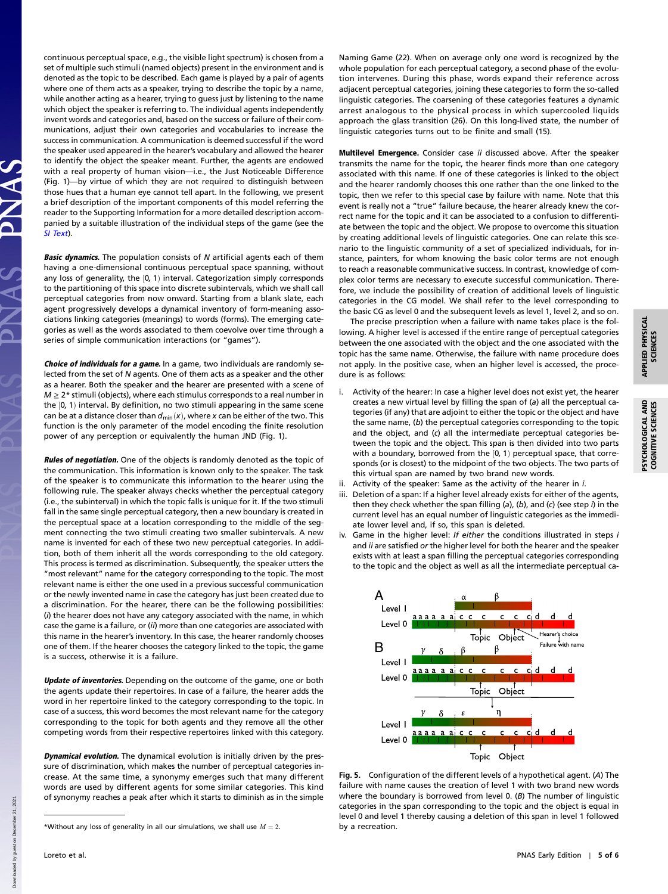continuous perceptual space, e.g., the visible light spectrum) is chosen from a set of multiple such stimuli (named objects) present in the environment and is denoted as the topic to be described. Each game is played by a pair of agents where one of them acts as a speaker, trying to describe the topic by a name, while another acting as a hearer, trying to guess just by listening to the name which object the speaker is referring to. The individual agents independently invent words and categories and, based on the success or failure of their communications, adjust their own categories and vocabularies to increase the success in communication. A communication is deemed successful if the word the speaker used appeared in the hearer's vocabulary and allowed the hearer to identify the object the speaker meant. Further, the agents are endowed with a real property of human vision—i.e., the Just Noticeable Difference (Fig. 1)—by virtue of which they are not required to distinguish between those hues that a human eye cannot tell apart. In the following, we present a brief description of the important components of this model referring the reader to the Supporting Information for a more detailed description accompanied by a suitable illustration of the individual steps of the game (see the *SI Text*).

***Basic dynamics.*** The population consists of $N$ artificial agents each of them having a one-dimensional continuous perceptual space spanning, without any loss of generality, the $[0, 1)$ interval. Categorization simply corresponds to the partitioning of this space into discrete subintervals, which we shall call perceptual categories from now onward. Starting from a blank slate, each agent progressively develops a dynamical inventory of form-meaning associations linking categories (meanings) to words (forms). The emerging categories as well as the words associated to them coevolve over time through a series of simple communication interactions (or "games").

***Choice of individuals for a game.*** In a game, two individuals are randomly selected from the set of $N$ agents. One of them acts as a speaker and the other as a hearer. Both the speaker and the hearer are presented with a scene of $M \geq 2$* stimuli (objects), where each stimulus corresponds to a real number in the $[0, 1)$ interval. By definition, no two stimuli appearing in the same scene can be at a distance closer than $d_{\min}(x)$, where $x$ can be either of the two. This function is the only parameter of the model encoding the finite resolution power of any perception or equivalently the human JND (Fig. 1).

***Rules of negotiation.*** One of the objects is randomly denoted as the topic of the communication. This information is known only to the speaker. The task of the speaker is to communicate this information to the hearer using the following rule. The speaker always checks whether the perceptual category (i.e., the subinterval) in which the topic falls is unique for it. If the two stimuli fall in the same single perceptual category, then a new boundary is created in the perceptual space at a location corresponding to the middle of the segment connecting the two stimuli creating two smaller subintervals. A new name is invented for each of these two new perceptual categories. In addition, both of them inherit all the words corresponding to the old category. This process is termed as discrimination. Subsequently, the speaker utters the "most relevant" name for the category corresponding to the topic. The most relevant name is either the one used in a previous successful communication or the newly invented name in case the category has just been created due to a discrimination. For the hearer, there can be the following possibilities: (*i*) the hearer does not have any category associated with the name, in which case the game is a failure, or (*ii*) more than one categories are associated with this name in the hearer's inventory. In this case, the hearer randomly chooses one of them. If the hearer chooses the category linked to the topic, the game is a success, otherwise it is a failure.

***Update of inventories.*** Depending on the outcome of the game, one or both the agents update their repertoires. In case of a failure, the hearer adds the word in her repertoire linked to the category corresponding to the topic. In case of a success, this word becomes the most relevant name for the category corresponding to the topic for both agents and they remove all the other competing words from their respective repertoires linked with this category.

***Dynamical evolution.*** The dynamical evolution is initially driven by the pressure of discrimination, which makes the number of perceptual categories increase. At the same time, a synonymy emerges such that many different words are used by different agents for some similar categories. This kind of synonymy reaches a peak after which it starts to diminish as in the simple Naming Game (22). When on average only one word is recognized by the whole population for each perceptual category, a second phase of the evolution intervenes. During this phase, words expand their reference across adjacent perceptual categories, joining these categories to form the so-called linguistic categories. The coarsening of these categories features a dynamic arrest analogous to the physical process in which supercooled liquids approach the glass transition (26). On this long-lived state, the number of linguistic categories turns out to be finite and small (15).

**Multilevel Emergence.** Consider case *ii* discussed above. After the speaker transmits the name for the topic, the hearer finds more than one category associated with this name. If one of these categories is linked to the object and the hearer randomly chooses this one rather than the one linked to the topic, then we refer to this special case by failure with name. Note that this event is really not a "true" failure because, the hearer already knew the correct name for the topic and it can be associated to a confusion to differentiate between the topic and the object. We propose to overcome this situation by creating additional levels of linguistic categories. One can relate this scenario to the linguistic community of a set of specialized individuals, for instance, painters, for whom knowing the basic color terms are not enough to reach a reasonable communicative success. In contrast, knowledge of complex color terms are necessary to execute successful communication. Therefore, we include the possibility of creation of additional levels of linguistic categories in the CG model. We shall refer to the level corresponding to the basic CG as level 0 and the subsequent levels as level 1, level 2, and so on.

The precise prescription when a failure with name takes place is the following. A higher level is accessed if the entire range of perceptual categories between the one associated with the object and the one associated with the topic has the same name. Otherwise, the failure with name procedure does not apply. In the positive case, when an higher level is accessed, the procedure is as follows:

i. Activity of the hearer: In case a higher level does not exist yet, the hearer creates a new virtual level by filling the span of (*a*) all the perceptual categories (if any) that are adjoint to either the topic or the object and have the same name, (*b*) the perceptual categories corresponding to the topic and the object, and (*c*) all the intermediate perceptual categories between the topic and the object. This span is then divided into two parts with a boundary, borrowed from the $[0, 1)$ perceptual space, that corresponds (or is closest) to the midpoint of the two objects. The two parts of this virtual span are named by two brand new words.
ii. Activity of the speaker: Same as the activity of the hearer in *i*.
iii. Deletion of a span: If a higher level already exists for either of the agents, then they check whether the span filling (*a*), (*b*), and (*c*) (see step *i*) in the current level has an equal number of linguistic categories as the immediate lower level and, if so, this span is deleted.
iv. Game in the higher level: *If either* the conditions illustrated in steps *i* and *ii* are satisfied *or* the higher level for both the hearer and the speaker exists with at least a span filling the perceptual categories corresponding to the topic and the object as well as all the intermediate perceptual ca-

A
α β
Level I
a a a a a a c c c c c c d d d
Level 0
Hearer's choice
Failure with name
Topic Object
B
γ δ β β
Level I
a a a a a a c c c c c c d d d
Level 0
Topic Object
γ δ ε η
Level I
a a a a a a c c c c c c d d d
Level 0
Topic Object

**Fig. 5.** Configuration of the different levels of a hypothetical agent. (*A*) The failure with name causes the creation of level 1 with two brand new words where the boundary is borrowed from level 0. (*B*) The number of linguistic categories in the span corresponding to the topic and the object is equal in level 0 and level 1 thereby causing a deletion of this span in level 1 followed by a recreation.

*Without any loss of generality in all our simulations, we shall use $M = 2$.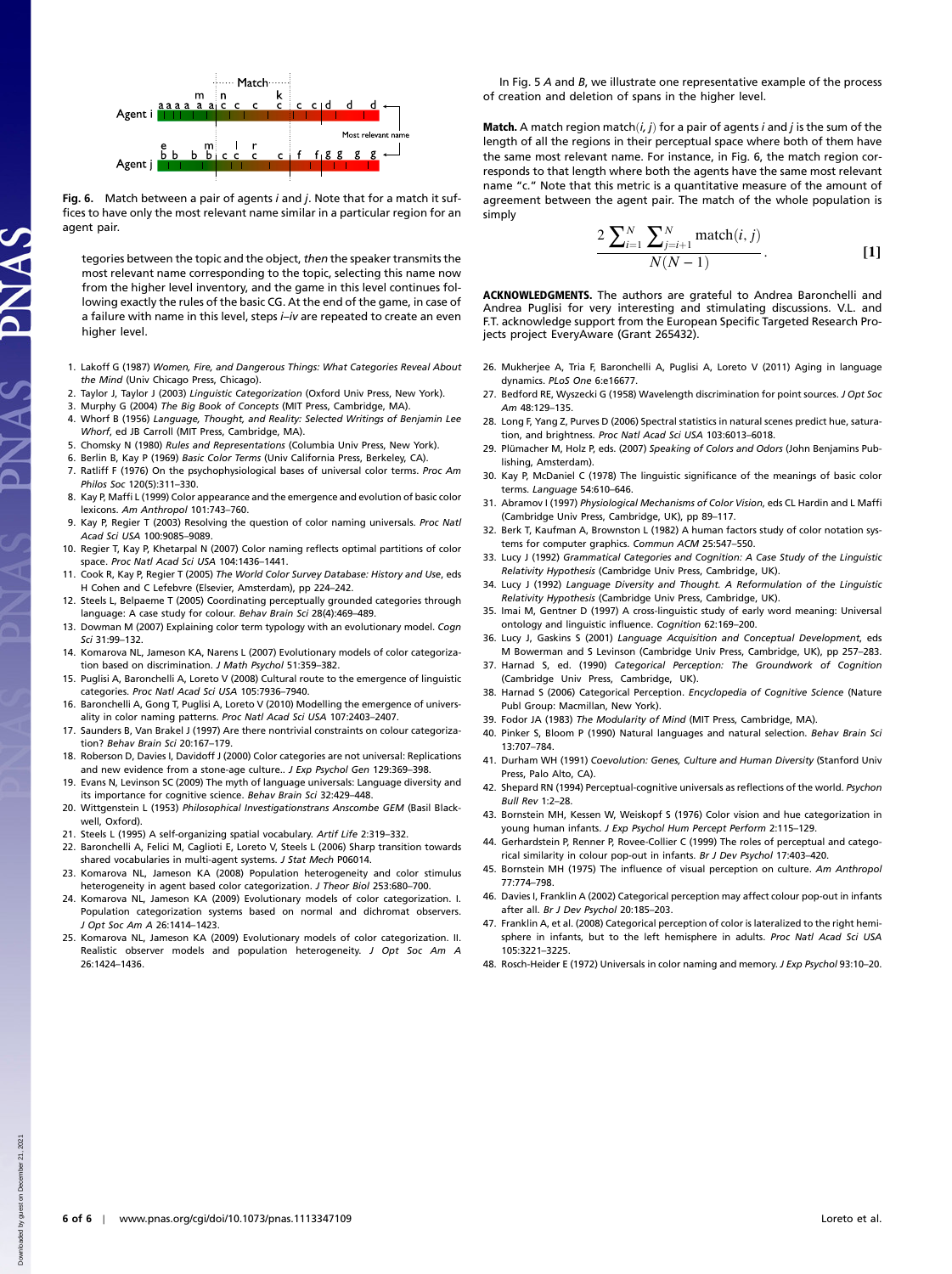Match

m n k

a a a a a a c c c c c c d d d

Agent i

Most relevant name

e m l r

b b b b c c c c f f g g g g

Agent j

Fig. 6. Match between a pair of agents *i* and *j*. Note that for a match it suffices to have only the most relevant name similar in a particular region for an agent pair.

tegories between the topic and the object, *then* the speaker transmits the most relevant name corresponding to the topic, selecting this name now from the higher level inventory, and the game in this level continues following exactly the rules of the basic CG. At the end of the game, in case of a failure with name in this level, steps *i*–*iv* are repeated to create an even higher level.

In Fig. 5 *A* and *B*, we illustrate one representative example of the process of creation and deletion of spans in the higher level.

**Match.** A match region match($i$, $j$) for a pair of agents $i$ and $j$ is the sum of the length of all the regions in their perceptual space where both of them have the same most relevant name. For instance, in Fig. 6, the match region corresponds to that length where both the agents have the same most relevant name "c." Note that this metric is a quantitative measure of the amount of agreement between the agent pair. The match of the whole population is simply

$$\frac{2\sum_{i=1}^{N}\sum_{j=i+1}^{N}\text{match}(i,j)}{N(N-1)}. \quad [1]$$

**ACKNOWLEDGMENTS.** The authors are grateful to Andrea Baronchelli and Andrea Puglisi for very interesting and stimulating discussions. V.L. and F.T. acknowledge support from the European Specific Targeted Research Projects project EveryAware (Grant 265432).

1. Lakoff G (1987) *Women, Fire, and Dangerous Things: What Categories Reveal About the Mind* (Univ Chicago Press, Chicago).
2. Taylor J, Taylor J (2003) *Linguistic Categorization* (Oxford Univ Press, New York).
3. Murphy G (2004) *The Big Book of Concepts* (MIT Press, Cambridge, MA).
4. Whorf B (1956) *Language, Thought, and Reality: Selected Writings of Benjamin Lee Whorf*, ed JB Carroll (MIT Press, Cambridge, MA).
5. Chomsky N (1980) *Rules and Representations* (Columbia Univ Press, New York).
6. Berlin B, Kay P (1969) *Basic Color Terms* (Univ California Press, Berkeley, CA).
7. Ratliff F (1976) On the psychophysiological bases of universal color terms. *Proc Am Philos Soc* 120(5):311–330.
8. Kay P, Maffi L (1999) Color appearance and the emergence and evolution of basic color lexicons. *Am Anthropol* 101:743–760.
9. Kay P, Regier T (2003) Resolving the question of color naming universals. *Proc Natl Acad Sci USA* 100:9085–9089.
10. Regier T, Kay P, Khetarpal N (2007) Color naming reflects optimal partitions of color space. *Proc Natl Acad Sci USA* 104:1436–1441.
11. Cook R, Kay P, Regier T (2005) *The World Color Survey Database: History and Use*, eds H Cohen and C Lefebvre (Elsevier, Amsterdam), pp 224–242.
12. Steels L, Belpaeme T (2005) Coordinating perceptually grounded categories through language: A case study for colour. *Behav Brain Sci* 28(4):469–489.
13. Dowman M (2007) Explaining color term typology with an evolutionary model. *Cogn Sci* 31:99–132.
14. Komarova NL, Jameson KA, Narens L (2007) Evolutionary models of color categorization based on discrimination. *J Math Psychol* 51:359–382.
15. Puglisi A, Baronchelli A, Loreto V (2008) Cultural route to the emergence of linguistic categories. *Proc Natl Acad Sci USA* 105:7936–7940.
16. Baronchelli A, Gong T, Puglisi A, Loreto V (2010) Modelling the emergence of universality in color naming patterns. *Proc Natl Acad Sci USA* 107:2403–2407.
17. Saunders B, Van Brakel J (1997) Are there nontrivial constraints on colour categorization? *Behav Brain Sci* 20:167–179.
18. Roberson D, Davies I, Davidoff J (2000) Color categories are not universal: Replications and new evidence from a stone-age culture.. *J Exp Psychol Gen* 129:369–398.
19. Evans N, Levinson SC (2009) The myth of language universals: Language diversity and its importance for cognitive science. *Behav Brain Sci* 32:429–448.
20. Wittgenstein L (1953) *Philosophical Investigationstrans Anscombe GEM* (Basil Blackwell, Oxford).
21. Steels L (1995) A self-organizing spatial vocabulary. *Artif Life* 2:319–332.
22. Baronchelli A, Felici M, Caglioti E, Loreto V, Steels L (2006) Sharp transition towards shared vocabularies in multi-agent systems. *J Stat Mech* P06014.
23. Komarova NL, Jameson KA (2008) Population heterogeneity and color stimulus heterogeneity in agent based color categorization. *J Theor Biol* 253:680–700.
24. Komarova NL, Jameson KA (2009) Evolutionary models of color categorization. I. Population categorization systems based on normal and dichromat observers. *J Opt Soc Am A* 26:1414–1423.
25. Komarova NL, Jameson KA (2009) Evolutionary models of color categorization. II. Realistic observer models and population heterogeneity. *J Opt Soc Am A* 26:1424–1436.
26. Mukherjee A, Tria F, Baronchelli A, Puglisi A, Loreto V (2011) Aging in language dynamics. *PLoS One* 6:e16677.
27. Bedford RE, Wyszecki G (1958) Wavelength discrimination for point sources. *J Opt Soc Am* 48:129–135.
28. Long F, Yang Z, Purves D (2006) Spectral statistics in natural scenes predict hue, saturation, and brightness. *Proc Natl Acad Sci USA* 103:6013–6018.
29. Plümacher M, Holz P, eds. (2007) *Speaking of Colors and Odors* (John Benjamins Publishing, Amsterdam).
30. Kay P, McDaniel C (1978) The linguistic significance of the meanings of basic color terms. *Language* 54:610–646.
31. Abramov I (1997) *Physiological Mechanisms of Color Vision*, eds CL Hardin and L Maffi (Cambridge Univ Press, Cambridge, UK), pp 89–117.
32. Berk T, Kaufman A, Brownston L (1982) A human factors study of color notation systems for computer graphics. *Commun ACM* 25:547–550.
33. Lucy J (1992) *Grammatical Categories and Cognition: A Case Study of the Linguistic Relativity Hypothesis* (Cambridge Univ Press, Cambridge, UK).
34. Lucy J (1992) *Language Diversity and Thought. A Reformulation of the Linguistic Relativity Hypothesis* (Cambridge Univ Press, Cambridge, UK).
35. Imai M, Gentner D (1997) A cross-linguistic study of early word meaning: Universal ontology and linguistic influence. *Cognition* 62:169–200.
36. Lucy J, Gaskins S (2001) *Language Acquisition and Conceptual Development*, eds M Bowerman and S Levinson (Cambridge Univ Press, Cambridge, UK), pp 257–283.
37. Harnad S, ed. (1990) *Categorical Perception: The Groundwork of Cognition* (Cambridge Univ Press, Cambridge, UK).
38. Harnad S (2006) Categorical Perception. *Encyclopedia of Cognitive Science* (Nature Publ Group: Macmillan, New York).
39. Fodor JA (1983) *The Modularity of Mind* (MIT Press, Cambridge, MA).
40. Pinker S, Bloom P (1990) Natural languages and natural selection. *Behav Brain Sci* 13:707–784.
41. Durham WH (1991) *Coevolution: Genes, Culture and Human Diversity* (Stanford Univ Press, Palo Alto, CA).
42. Shepard RN (1994) Perceptual-cognitive universals as reflections of the world. *Psychon Bull Rev* 1:2–28.
43. Bornstein MH, Kessen W, Weiskopf S (1976) Color vision and hue categorization in young human infants. *J Exp Psychol Hum Percept Perform* 2:115–129.
44. Gerhardstein P, Renner P, Rovee-Collier C (1999) The roles of perceptual and categorical similarity in colour pop-out in infants. *Br J Dev Psychol* 17:403–420.
45. Bornstein MH (1975) The influence of visual perception on culture. *Am Anthropol* 77:774–798.
46. Davies I, Franklin A (2002) Categorical perception may affect colour pop-out in infants after all. *Br J Dev Psychol* 20:185–203.
47. Franklin A, et al. (2008) Categorical perception of color is lateralized to the right hemisphere in infants, but to the left hemisphere in adults. *Proc Natl Acad Sci USA* 105:3221–3225.
48. Rosch-Heider E (1972) Universals in color naming and memory. *J Exp Psychol* 93:10–20.